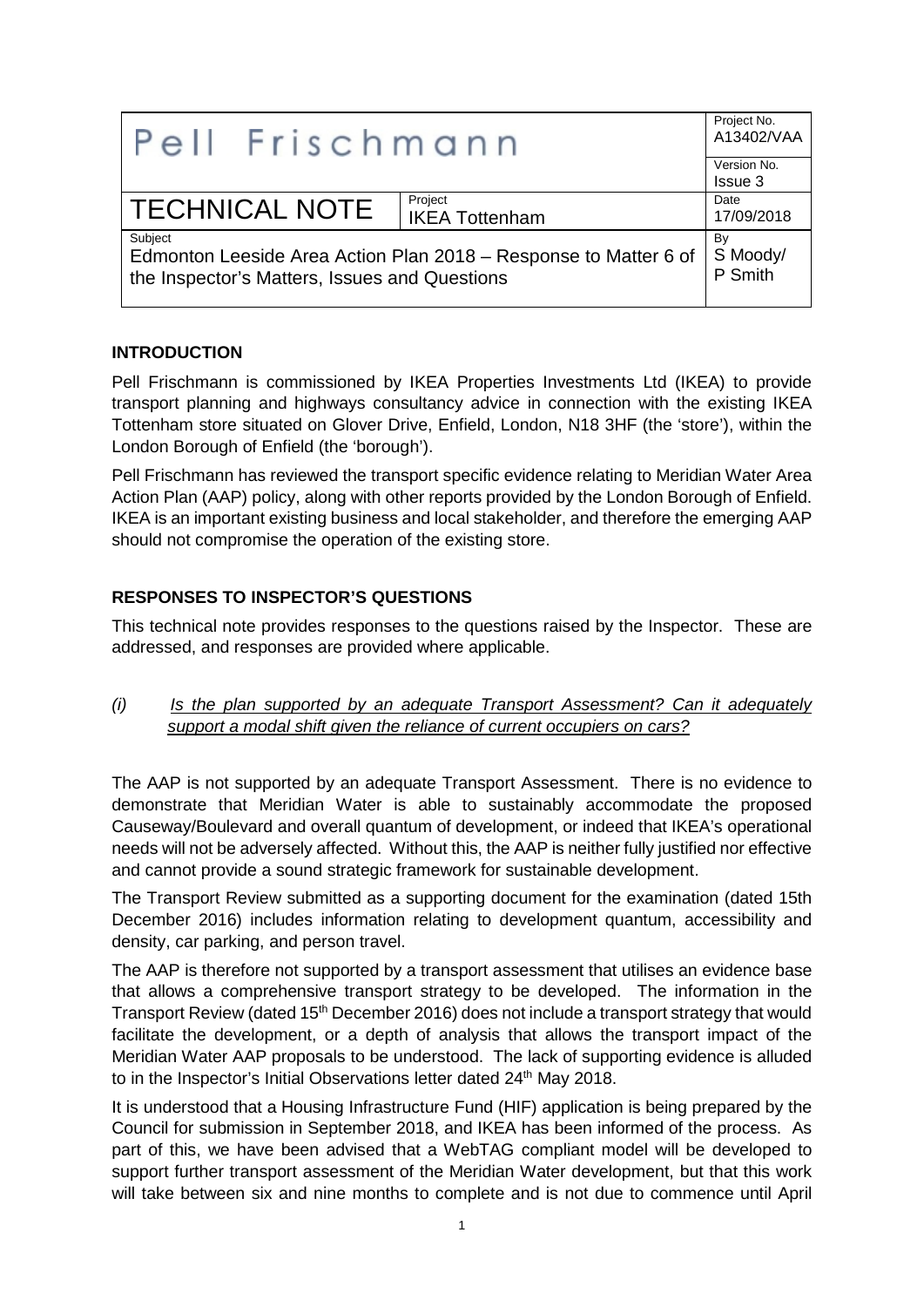| Pell Frischmann | | Project No. A13402/VAA |
|---|---|---|
| | | Version No. Issue 3 |
| TECHNICAL NOTE | Project IKEA Tottenham | Date 17/09/2018 |
| Subject Edmonton Leeside Area Action Plan 2018 – Response to Matter 6 of the Inspector's Matters, Issues and Questions | | By S Moody/ P Smith |

## INTRODUCTION

Pell Frischmann is commissioned by IKEA Properties Investments Ltd (IKEA) to provide transport planning and highways consultancy advice in connection with the existing IKEA Tottenham store situated on Glover Drive, Enfield, London, N18 3HF (the 'store'), within the London Borough of Enfield (the 'borough').

Pell Frischmann has reviewed the transport specific evidence relating to Meridian Water Area Action Plan (AAP) policy, along with other reports provided by the London Borough of Enfield. IKEA is an important existing business and local stakeholder, and therefore the emerging AAP should not compromise the operation of the existing store.

## RESPONSES TO INSPECTOR'S QUESTIONS

This technical note provides responses to the questions raised by the Inspector. These are addressed, and responses are provided where applicable.

*(i)* *Is the plan supported by an adequate Transport Assessment? Can it adequately support a modal shift given the reliance of current occupiers on cars?*

The AAP is not supported by an adequate Transport Assessment. There is no evidence to demonstrate that Meridian Water is able to sustainably accommodate the proposed Causeway/Boulevard and overall quantum of development, or indeed that IKEA's operational needs will not be adversely affected. Without this, the AAP is neither fully justified nor effective and cannot provide a sound strategic framework for sustainable development.

The Transport Review submitted as a supporting document for the examination (dated 15th December 2016) includes information relating to development quantum, accessibility and density, car parking, and person travel.

The AAP is therefore not supported by a transport assessment that utilises an evidence base that allows a comprehensive transport strategy to be developed. The information in the Transport Review (dated 15th December 2016) does not include a transport strategy that would facilitate the development, or a depth of analysis that allows the transport impact of the Meridian Water AAP proposals to be understood. The lack of supporting evidence is alluded to in the Inspector's Initial Observations letter dated 24th May 2018.

It is understood that a Housing Infrastructure Fund (HIF) application is being prepared by the Council for submission in September 2018, and IKEA has been informed of the process. As part of this, we have been advised that a WebTAG compliant model will be developed to support further transport assessment of the Meridian Water development, but that this work will take between six and nine months to complete and is not due to commence until April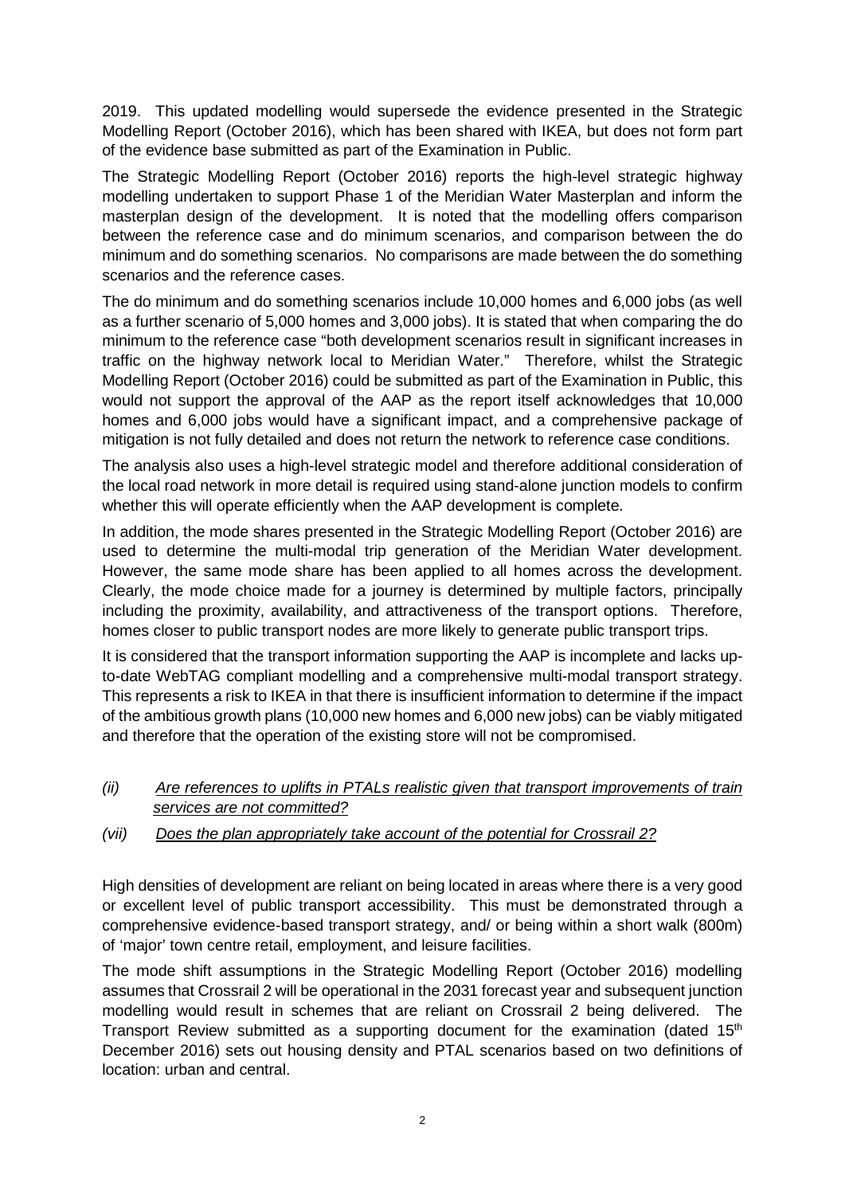2019. This updated modelling would supersede the evidence presented in the Strategic Modelling Report (October 2016), which has been shared with IKEA, but does not form part of the evidence base submitted as part of the Examination in Public.

The Strategic Modelling Report (October 2016) reports the high-level strategic highway modelling undertaken to support Phase 1 of the Meridian Water Masterplan and inform the masterplan design of the development. It is noted that the modelling offers comparison between the reference case and do minimum scenarios, and comparison between the do minimum and do something scenarios. No comparisons are made between the do something scenarios and the reference cases.

The do minimum and do something scenarios include 10,000 homes and 6,000 jobs (as well as a further scenario of 5,000 homes and 3,000 jobs). It is stated that when comparing the do minimum to the reference case "both development scenarios result in significant increases in traffic on the highway network local to Meridian Water." Therefore, whilst the Strategic Modelling Report (October 2016) could be submitted as part of the Examination in Public, this would not support the approval of the AAP as the report itself acknowledges that 10,000 homes and 6,000 jobs would have a significant impact, and a comprehensive package of mitigation is not fully detailed and does not return the network to reference case conditions.

The analysis also uses a high-level strategic model and therefore additional consideration of the local road network in more detail is required using stand-alone junction models to confirm whether this will operate efficiently when the AAP development is complete.

In addition, the mode shares presented in the Strategic Modelling Report (October 2016) are used to determine the multi-modal trip generation of the Meridian Water development. However, the same mode share has been applied to all homes across the development. Clearly, the mode choice made for a journey is determined by multiple factors, principally including the proximity, availability, and attractiveness of the transport options. Therefore, homes closer to public transport nodes are more likely to generate public transport trips.

It is considered that the transport information supporting the AAP is incomplete and lacks up-to-date WebTAG compliant modelling and a comprehensive multi-modal transport strategy. This represents a risk to IKEA in that there is insufficient information to determine if the impact of the ambitious growth plans (10,000 new homes and 6,000 new jobs) can be viably mitigated and therefore that the operation of the existing store will not be compromised.

*(ii)* *<u>Are references to uplifts in PTALs realistic given that transport improvements of train services are not committed?</u>*

*(vii)* *<u>Does the plan appropriately take account of the potential for Crossrail 2?</u>*

High densities of development are reliant on being located in areas where there is a very good or excellent level of public transport accessibility. This must be demonstrated through a comprehensive evidence-based transport strategy, and/ or being within a short walk (800m) of 'major' town centre retail, employment, and leisure facilities.

The mode shift assumptions in the Strategic Modelling Report (October 2016) modelling assumes that Crossrail 2 will be operational in the 2031 forecast year and subsequent junction modelling would result in schemes that are reliant on Crossrail 2 being delivered. The Transport Review submitted as a supporting document for the examination (dated 15th December 2016) sets out housing density and PTAL scenarios based on two definitions of location: urban and central.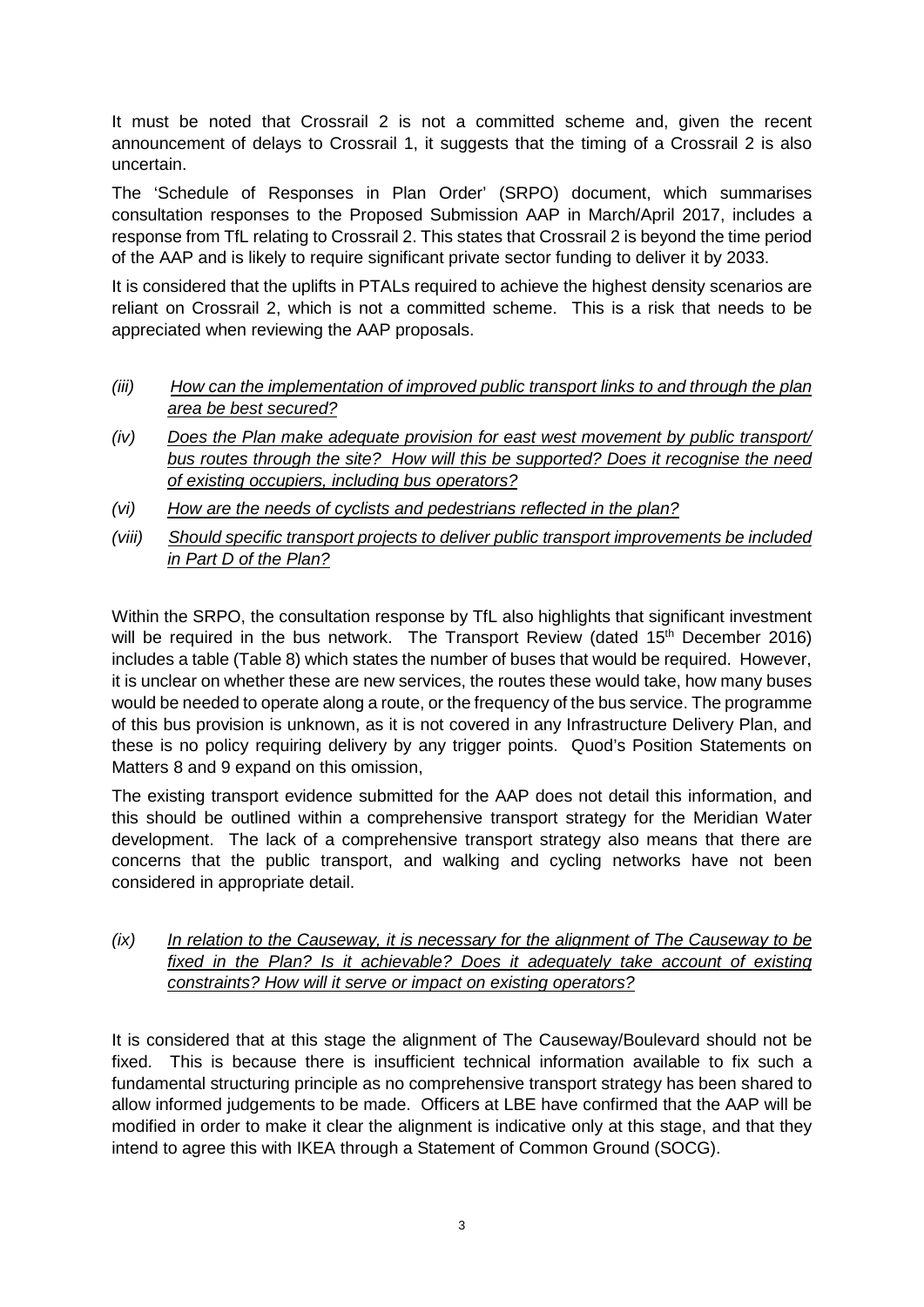It must be noted that Crossrail 2 is not a committed scheme and, given the recent announcement of delays to Crossrail 1, it suggests that the timing of a Crossrail 2 is also uncertain.

The 'Schedule of Responses in Plan Order' (SRPO) document, which summarises consultation responses to the Proposed Submission AAP in March/April 2017, includes a response from TfL relating to Crossrail 2. This states that Crossrail 2 is beyond the time period of the AAP and is likely to require significant private sector funding to deliver it by 2033.

It is considered that the uplifts in PTALs required to achieve the highest density scenarios are reliant on Crossrail 2, which is not a committed scheme. This is a risk that needs to be appreciated when reviewing the AAP proposals.

*(iii)* *How can the implementation of improved public transport links to and through the plan area be best secured?*

*(iv)* *Does the Plan make adequate provision for east west movement by public transport/ bus routes through the site? How will this be supported? Does it recognise the need of existing occupiers, including bus operators?*

*(vi)* *How are the needs of cyclists and pedestrians reflected in the plan?*

*(viii)* *Should specific transport projects to deliver public transport improvements be included in Part D of the Plan?*

Within the SRPO, the consultation response by TfL also highlights that significant investment will be required in the bus network. The Transport Review (dated 15th December 2016) includes a table (Table 8) which states the number of buses that would be required. However, it is unclear on whether these are new services, the routes these would take, how many buses would be needed to operate along a route, or the frequency of the bus service. The programme of this bus provision is unknown, as it is not covered in any Infrastructure Delivery Plan, and these is no policy requiring delivery by any trigger points. Quod's Position Statements on Matters 8 and 9 expand on this omission,

The existing transport evidence submitted for the AAP does not detail this information, and this should be outlined within a comprehensive transport strategy for the Meridian Water development. The lack of a comprehensive transport strategy also means that there are concerns that the public transport, and walking and cycling networks have not been considered in appropriate detail.

*(ix)* *In relation to the Causeway, it is necessary for the alignment of The Causeway to be fixed in the Plan? Is it achievable? Does it adequately take account of existing constraints? How will it serve or impact on existing operators?*

It is considered that at this stage the alignment of The Causeway/Boulevard should not be fixed. This is because there is insufficient technical information available to fix such a fundamental structuring principle as no comprehensive transport strategy has been shared to allow informed judgements to be made. Officers at LBE have confirmed that the AAP will be modified in order to make it clear the alignment is indicative only at this stage, and that they intend to agree this with IKEA through a Statement of Common Ground (SOCG).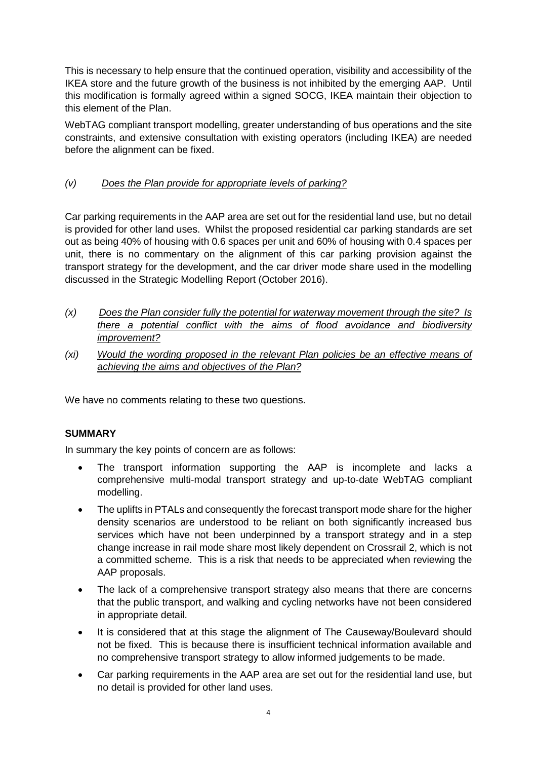This is necessary to help ensure that the continued operation, visibility and accessibility of the IKEA store and the future growth of the business is not inhibited by the emerging AAP. Until this modification is formally agreed within a signed SOCG, IKEA maintain their objection to this element of the Plan.

WebTAG compliant transport modelling, greater understanding of bus operations and the site constraints, and extensive consultation with existing operators (including IKEA) are needed before the alignment can be fixed.

*(v)* *Does the Plan provide for appropriate levels of parking?*

Car parking requirements in the AAP area are set out for the residential land use, but no detail is provided for other land uses. Whilst the proposed residential car parking standards are set out as being 40% of housing with 0.6 spaces per unit and 60% of housing with 0.4 spaces per unit, there is no commentary on the alignment of this car parking provision against the transport strategy for the development, and the car driver mode share used in the modelling discussed in the Strategic Modelling Report (October 2016).

*(x)* *Does the Plan consider fully the potential for waterway movement through the site? Is there a potential conflict with the aims of flood avoidance and biodiversity improvement?*

*(xi)* *Would the wording proposed in the relevant Plan policies be an effective means of achieving the aims and objectives of the Plan?*

We have no comments relating to these two questions.

**SUMMARY**

In summary the key points of concern are as follows:

- The transport information supporting the AAP is incomplete and lacks a comprehensive multi-modal transport strategy and up-to-date WebTAG compliant modelling.
- The uplifts in PTALs and consequently the forecast transport mode share for the higher density scenarios are understood to be reliant on both significantly increased bus services which have not been underpinned by a transport strategy and in a step change increase in rail mode share most likely dependent on Crossrail 2, which is not a committed scheme. This is a risk that needs to be appreciated when reviewing the AAP proposals.
- The lack of a comprehensive transport strategy also means that there are concerns that the public transport, and walking and cycling networks have not been considered in appropriate detail.
- It is considered that at this stage the alignment of The Causeway/Boulevard should not be fixed. This is because there is insufficient technical information available and no comprehensive transport strategy to allow informed judgements to be made.
- Car parking requirements in the AAP area are set out for the residential land use, but no detail is provided for other land uses.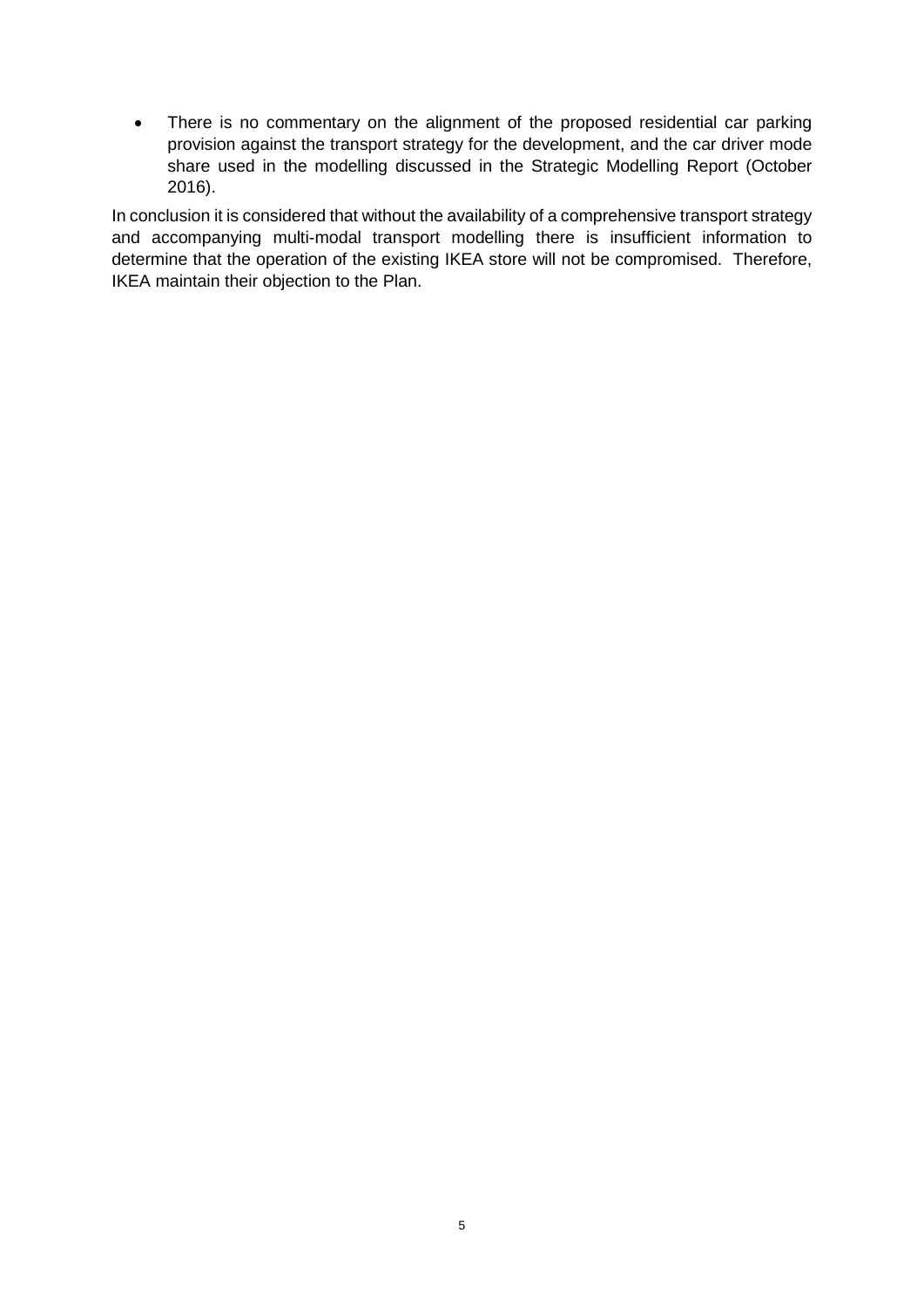- There is no commentary on the alignment of the proposed residential car parking provision against the transport strategy for the development, and the car driver mode share used in the modelling discussed in the Strategic Modelling Report (October 2016).

In conclusion it is considered that without the availability of a comprehensive transport strategy and accompanying multi-modal transport modelling there is insufficient information to determine that the operation of the existing IKEA store will not be compromised. Therefore, IKEA maintain their objection to the Plan.